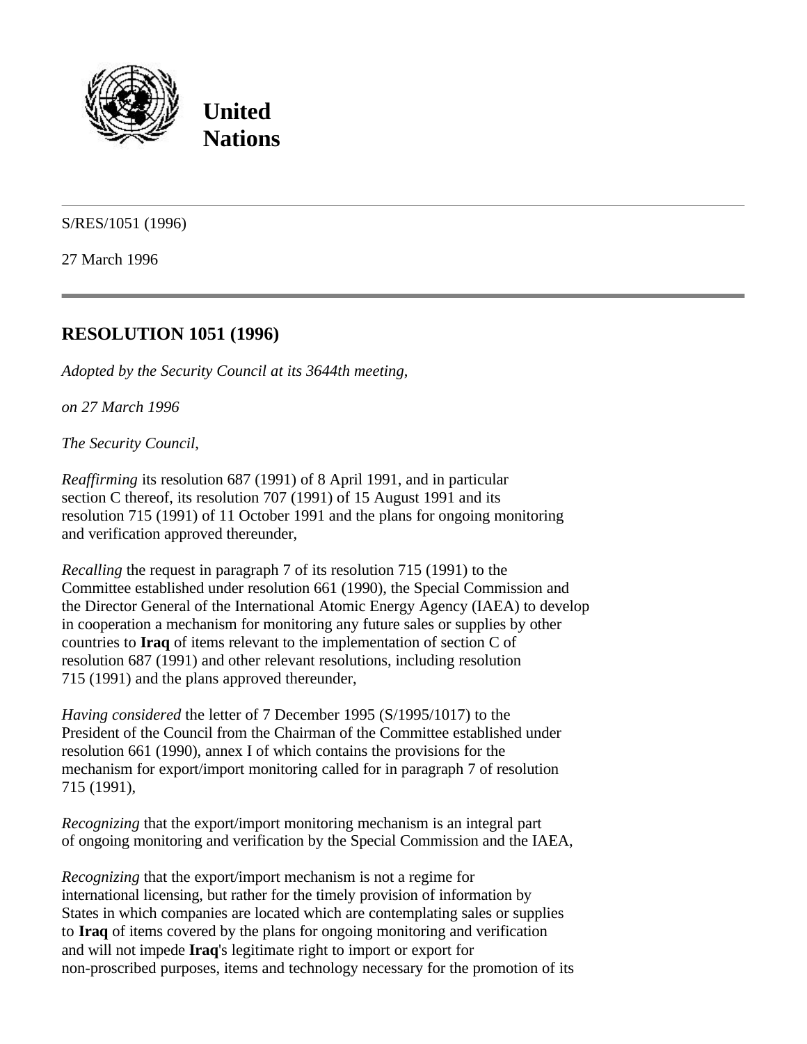**United Nations**

---

S/RES/1051 (1996)

27 March 1996

---

## RESOLUTION 1051 (1996)

*Adopted by the Security Council at its 3644th meeting,*

*on 27 March 1996*

*The Security Council,*

*Reaffirming* its resolution 687 (1991) of 8 April 1991, and in particular section C thereof, its resolution 707 (1991) of 15 August 1991 and its resolution 715 (1991) of 11 October 1991 and the plans for ongoing monitoring and verification approved thereunder,

*Recalling* the request in paragraph 7 of its resolution 715 (1991) to the Committee established under resolution 661 (1990), the Special Commission and the Director General of the International Atomic Energy Agency (IAEA) to develop in cooperation a mechanism for monitoring any future sales or supplies by other countries to **Iraq** of items relevant to the implementation of section C of resolution 687 (1991) and other relevant resolutions, including resolution 715 (1991) and the plans approved thereunder,

*Having considered* the letter of 7 December 1995 (S/1995/1017) to the President of the Council from the Chairman of the Committee established under resolution 661 (1990), annex I of which contains the provisions for the mechanism for export/import monitoring called for in paragraph 7 of resolution 715 (1991),

*Recognizing* that the export/import monitoring mechanism is an integral part of ongoing monitoring and verification by the Special Commission and the IAEA,

*Recognizing* that the export/import mechanism is not a regime for international licensing, but rather for the timely provision of information by States in which companies are located which are contemplating sales or supplies to **Iraq** of items covered by the plans for ongoing monitoring and verification and will not impede **Iraq**'s legitimate right to import or export for non-proscribed purposes, items and technology necessary for the promotion of its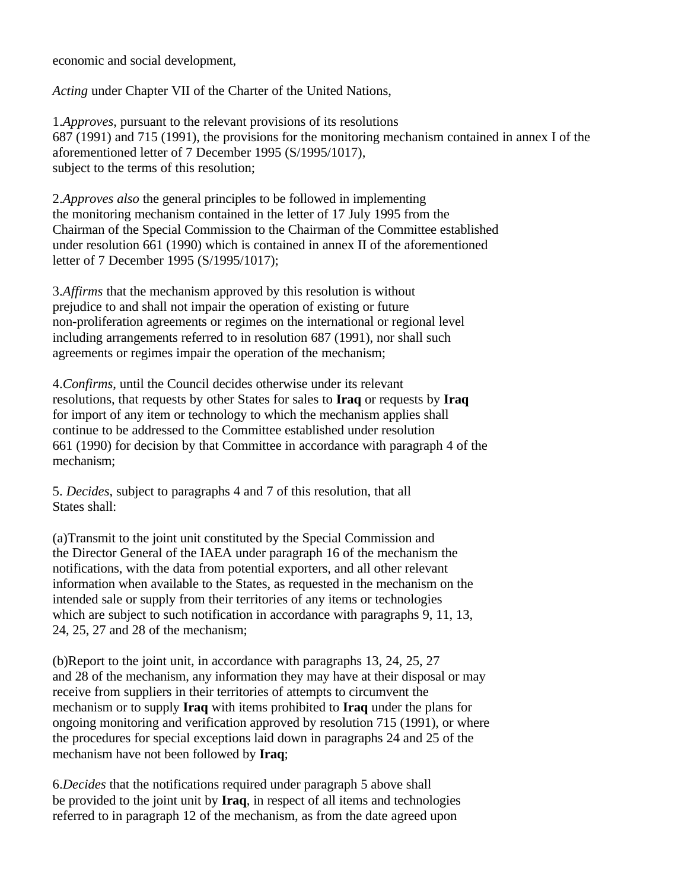economic and social development,

*Acting* under Chapter VII of the Charter of the United Nations,

1.*Approves*, pursuant to the relevant provisions of its resolutions 687 (1991) and 715 (1991), the provisions for the monitoring mechanism contained in annex I of the aforementioned letter of 7 December 1995 (S/1995/1017), subject to the terms of this resolution;

2.*Approves also* the general principles to be followed in implementing the monitoring mechanism contained in the letter of 17 July 1995 from the Chairman of the Special Commission to the Chairman of the Committee established under resolution 661 (1990) which is contained in annex II of the aforementioned letter of 7 December 1995 (S/1995/1017);

3.*Affirms* that the mechanism approved by this resolution is without prejudice to and shall not impair the operation of existing or future non-proliferation agreements or regimes on the international or regional level including arrangements referred to in resolution 687 (1991), nor shall such agreements or regimes impair the operation of the mechanism;

4.*Confirms*, until the Council decides otherwise under its relevant resolutions, that requests by other States for sales to **Iraq** or requests by **Iraq** for import of any item or technology to which the mechanism applies shall continue to be addressed to the Committee established under resolution 661 (1990) for decision by that Committee in accordance with paragraph 4 of the mechanism;

5. *Decides*, subject to paragraphs 4 and 7 of this resolution, that all States shall:

(a)Transmit to the joint unit constituted by the Special Commission and the Director General of the IAEA under paragraph 16 of the mechanism the notifications, with the data from potential exporters, and all other relevant information when available to the States, as requested in the mechanism on the intended sale or supply from their territories of any items or technologies which are subject to such notification in accordance with paragraphs 9, 11, 13, 24, 25, 27 and 28 of the mechanism;

(b)Report to the joint unit, in accordance with paragraphs 13, 24, 25, 27 and 28 of the mechanism, any information they may have at their disposal or may receive from suppliers in their territories of attempts to circumvent the mechanism or to supply **Iraq** with items prohibited to **Iraq** under the plans for ongoing monitoring and verification approved by resolution 715 (1991), or where the procedures for special exceptions laid down in paragraphs 24 and 25 of the mechanism have not been followed by **Iraq**;

6.*Decides* that the notifications required under paragraph 5 above shall be provided to the joint unit by **Iraq**, in respect of all items and technologies referred to in paragraph 12 of the mechanism, as from the date agreed upon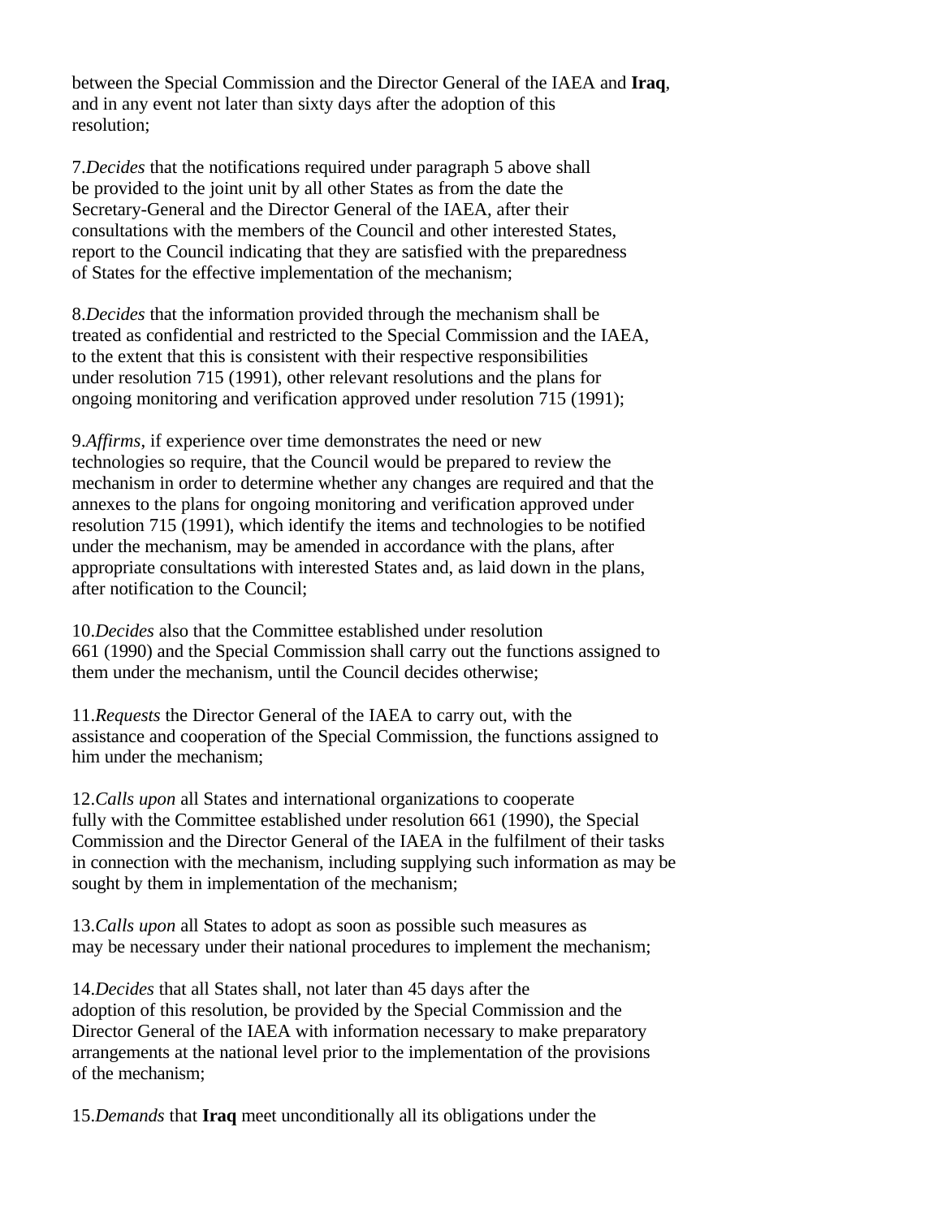between the Special Commission and the Director General of the IAEA and **Iraq**, and in any event not later than sixty days after the adoption of this resolution;

7.*Decides* that the notifications required under paragraph 5 above shall be provided to the joint unit by all other States as from the date the Secretary-General and the Director General of the IAEA, after their consultations with the members of the Council and other interested States, report to the Council indicating that they are satisfied with the preparedness of States for the effective implementation of the mechanism;

8.*Decides* that the information provided through the mechanism shall be treated as confidential and restricted to the Special Commission and the IAEA, to the extent that this is consistent with their respective responsibilities under resolution 715 (1991), other relevant resolutions and the plans for ongoing monitoring and verification approved under resolution 715 (1991);

9.*Affirms*, if experience over time demonstrates the need or new technologies so require, that the Council would be prepared to review the mechanism in order to determine whether any changes are required and that the annexes to the plans for ongoing monitoring and verification approved under resolution 715 (1991), which identify the items and technologies to be notified under the mechanism, may be amended in accordance with the plans, after appropriate consultations with interested States and, as laid down in the plans, after notification to the Council;

10.*Decides* also that the Committee established under resolution 661 (1990) and the Special Commission shall carry out the functions assigned to them under the mechanism, until the Council decides otherwise;

11.*Requests* the Director General of the IAEA to carry out, with the assistance and cooperation of the Special Commission, the functions assigned to him under the mechanism;

12.*Calls upon* all States and international organizations to cooperate fully with the Committee established under resolution 661 (1990), the Special Commission and the Director General of the IAEA in the fulfilment of their tasks in connection with the mechanism, including supplying such information as may be sought by them in implementation of the mechanism;

13.*Calls upon* all States to adopt as soon as possible such measures as may be necessary under their national procedures to implement the mechanism;

14.*Decides* that all States shall, not later than 45 days after the adoption of this resolution, be provided by the Special Commission and the Director General of the IAEA with information necessary to make preparatory arrangements at the national level prior to the implementation of the provisions of the mechanism;

15.*Demands* that **Iraq** meet unconditionally all its obligations under the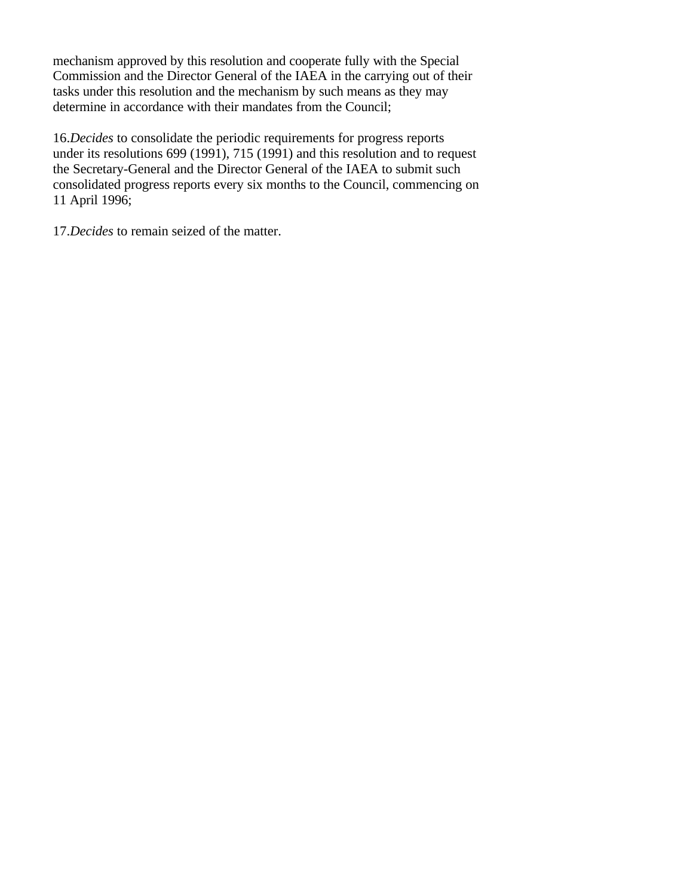mechanism approved by this resolution and cooperate fully with the Special Commission and the Director General of the IAEA in the carrying out of their tasks under this resolution and the mechanism by such means as they may determine in accordance with their mandates from the Council;

16.*Decides* to consolidate the periodic requirements for progress reports under its resolutions 699 (1991), 715 (1991) and this resolution and to request the Secretary-General and the Director General of the IAEA to submit such consolidated progress reports every six months to the Council, commencing on 11 April 1996;

17.*Decides* to remain seized of the matter.